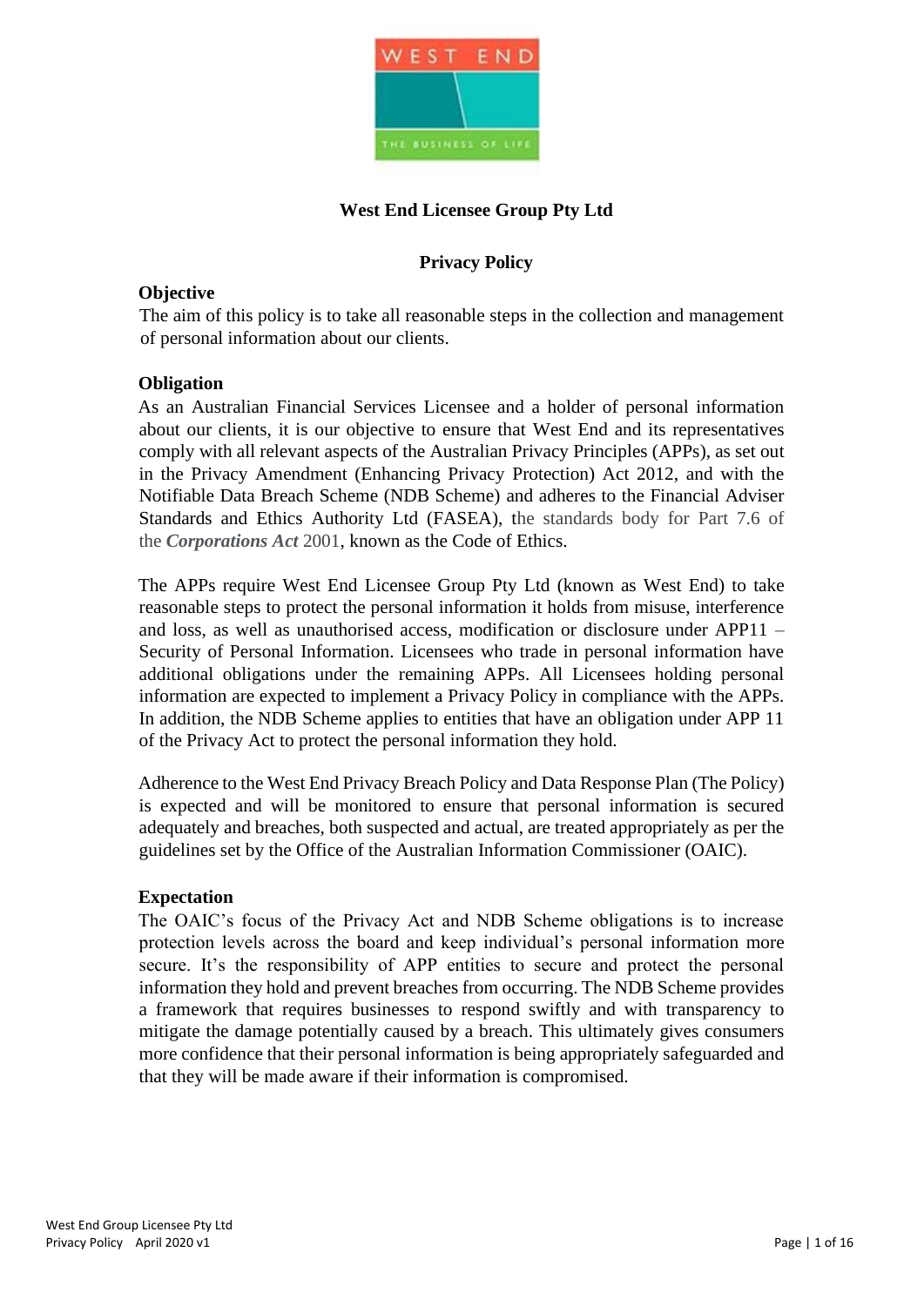# West End Licensee Group Pty Ltd

## Privacy Policy

### Objective

The aim of this policy is to take all reasonable steps in the collection and management of personal information about our clients.

### Obligation

As an Australian Financial Services Licensee and a holder of personal information about our clients, it is our objective to ensure that West End and its representatives comply with all relevant aspects of the Australian Privacy Principles (APPs), as set out in the Privacy Amendment (Enhancing Privacy Protection) Act 2012, and with the Notifiable Data Breach Scheme (NDB Scheme) and adheres to the Financial Adviser Standards and Ethics Authority Ltd (FASEA), the standards body for Part 7.6 of the ***Corporations Act*** 2001, known as the Code of Ethics.

The APPs require West End Licensee Group Pty Ltd (known as West End) to take reasonable steps to protect the personal information it holds from misuse, interference and loss, as well as unauthorised access, modification or disclosure under APP11 – Security of Personal Information. Licensees who trade in personal information have additional obligations under the remaining APPs. All Licensees holding personal information are expected to implement a Privacy Policy in compliance with the APPs. In addition, the NDB Scheme applies to entities that have an obligation under APP 11 of the Privacy Act to protect the personal information they hold.

Adherence to the West End Privacy Breach Policy and Data Response Plan (The Policy) is expected and will be monitored to ensure that personal information is secured adequately and breaches, both suspected and actual, are treated appropriately as per the guidelines set by the Office of the Australian Information Commissioner (OAIC).

### Expectation

The OAIC's focus of the Privacy Act and NDB Scheme obligations is to increase protection levels across the board and keep individual's personal information more secure. It's the responsibility of APP entities to secure and protect the personal information they hold and prevent breaches from occurring. The NDB Scheme provides a framework that requires businesses to respond swiftly and with transparency to mitigate the damage potentially caused by a breach. This ultimately gives consumers more confidence that their personal information is being appropriately safeguarded and that they will be made aware if their information is compromised.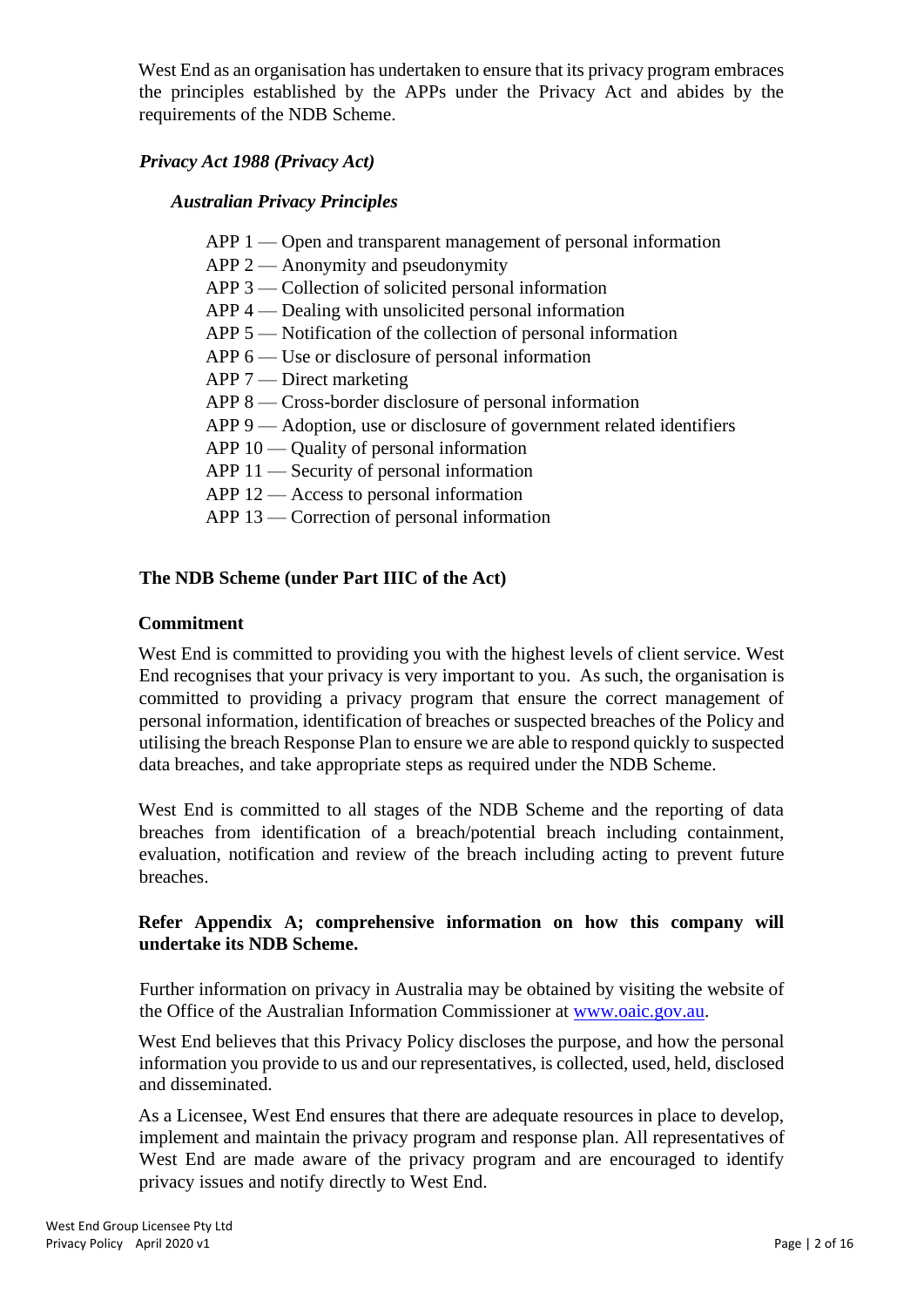West End as an organisation has undertaken to ensure that its privacy program embraces the principles established by the APPs under the Privacy Act and abides by the requirements of the NDB Scheme.

***Privacy Act 1988 (Privacy Act)***

***Australian Privacy Principles***

APP 1 — Open and transparent management of personal information
APP 2 — Anonymity and pseudonymity
APP 3 — Collection of solicited personal information
APP 4 — Dealing with unsolicited personal information
APP 5 — Notification of the collection of personal information
APP 6 — Use or disclosure of personal information
APP 7 — Direct marketing
APP 8 — Cross-border disclosure of personal information
APP 9 — Adoption, use or disclosure of government related identifiers
APP 10 — Quality of personal information
APP 11 — Security of personal information
APP 12 — Access to personal information
APP 13 — Correction of personal information

**The NDB Scheme (under Part IIIC of the Act)**

**Commitment**

West End is committed to providing you with the highest levels of client service. West End recognises that your privacy is very important to you. As such, the organisation is committed to providing a privacy program that ensure the correct management of personal information, identification of breaches or suspected breaches of the Policy and utilising the breach Response Plan to ensure we are able to respond quickly to suspected data breaches, and take appropriate steps as required under the NDB Scheme.

West End is committed to all stages of the NDB Scheme and the reporting of data breaches from identification of a breach/potential breach including containment, evaluation, notification and review of the breach including acting to prevent future breaches.

**Refer Appendix A; comprehensive information on how this company will undertake its NDB Scheme.**

Further information on privacy in Australia may be obtained by visiting the website of the Office of the Australian Information Commissioner at www.oaic.gov.au.

West End believes that this Privacy Policy discloses the purpose, and how the personal information you provide to us and our representatives, is collected, used, held, disclosed and disseminated.

As a Licensee, West End ensures that there are adequate resources in place to develop, implement and maintain the privacy program and response plan. All representatives of West End are made aware of the privacy program and are encouraged to identify privacy issues and notify directly to West End.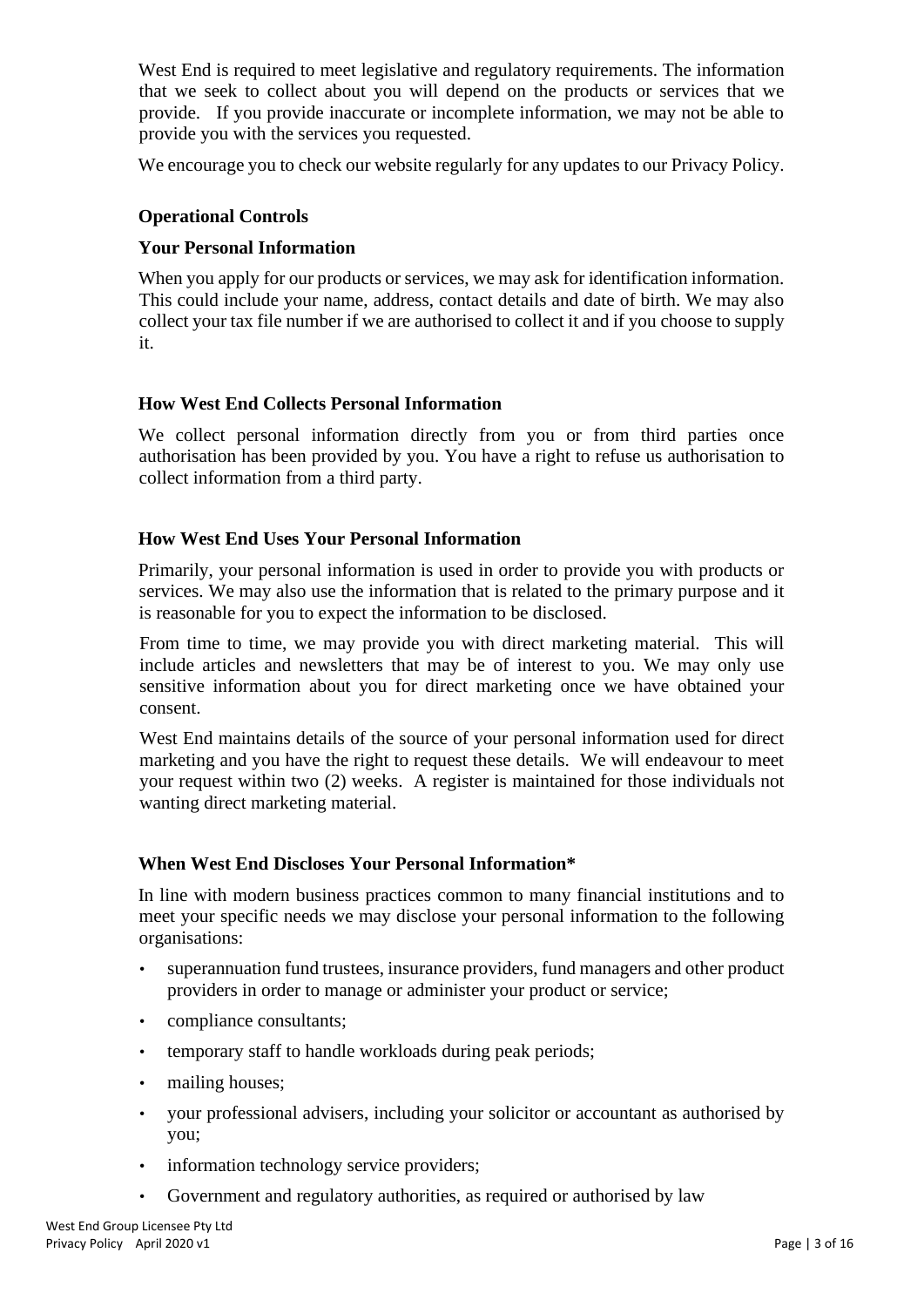West End is required to meet legislative and regulatory requirements. The information that we seek to collect about you will depend on the products or services that we provide. If you provide inaccurate or incomplete information, we may not be able to provide you with the services you requested.

We encourage you to check our website regularly for any updates to our Privacy Policy.

**Operational Controls**

**Your Personal Information**

When you apply for our products or services, we may ask for identification information. This could include your name, address, contact details and date of birth. We may also collect your tax file number if we are authorised to collect it and if you choose to supply it.

**How West End Collects Personal Information**

We collect personal information directly from you or from third parties once authorisation has been provided by you. You have a right to refuse us authorisation to collect information from a third party.

**How West End Uses Your Personal Information**

Primarily, your personal information is used in order to provide you with products or services. We may also use the information that is related to the primary purpose and it is reasonable for you to expect the information to be disclosed.

From time to time, we may provide you with direct marketing material. This will include articles and newsletters that may be of interest to you. We may only use sensitive information about you for direct marketing once we have obtained your consent.

West End maintains details of the source of your personal information used for direct marketing and you have the right to request these details. We will endeavour to meet your request within two (2) weeks. A register is maintained for those individuals not wanting direct marketing material.

**When West End Discloses Your Personal Information***

In line with modern business practices common to many financial institutions and to meet your specific needs we may disclose your personal information to the following organisations:

- superannuation fund trustees, insurance providers, fund managers and other product providers in order to manage or administer your product or service;
- compliance consultants;
- temporary staff to handle workloads during peak periods;
- mailing houses;
- your professional advisers, including your solicitor or accountant as authorised by you;
- information technology service providers;
- Government and regulatory authorities, as required or authorised by law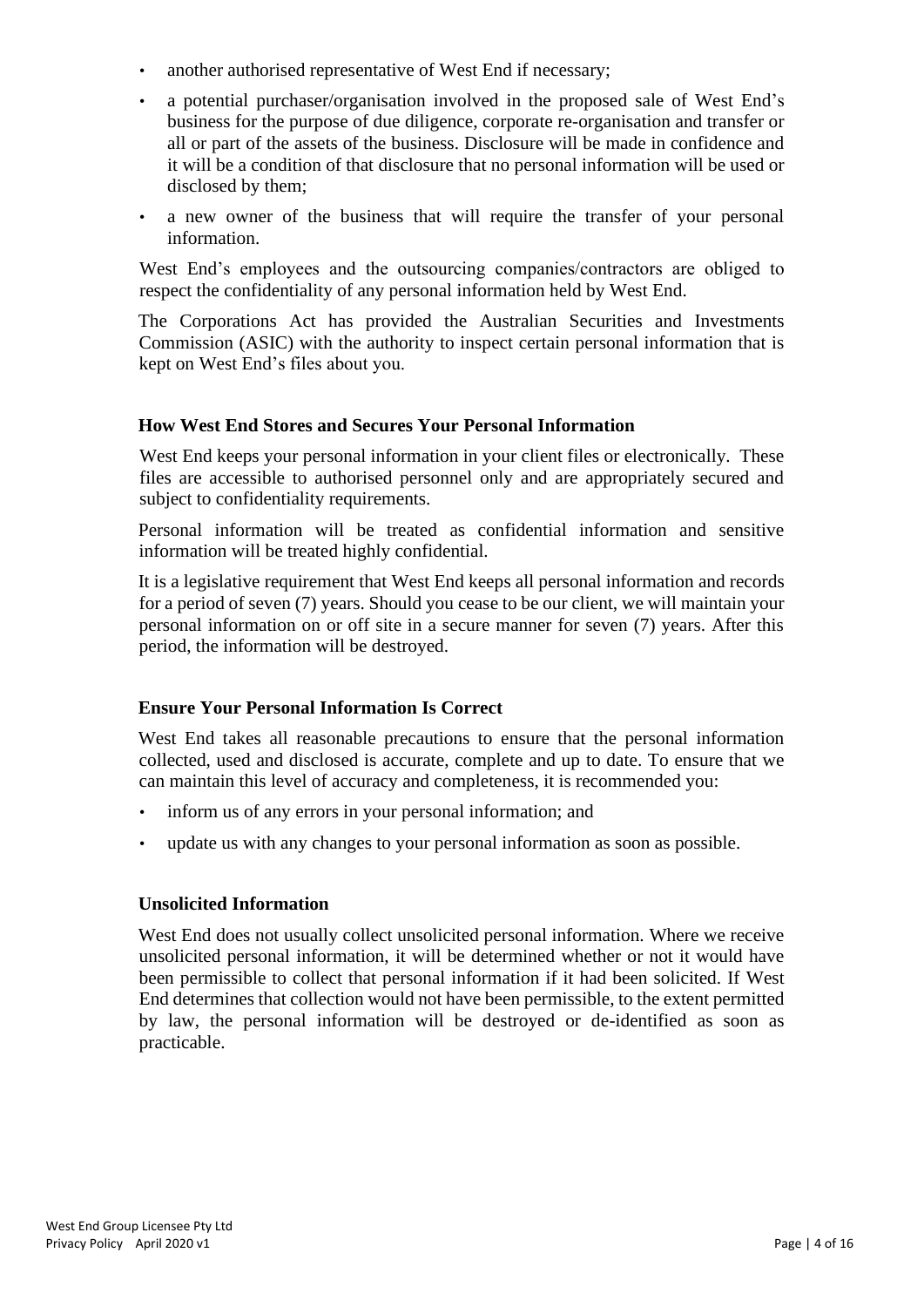- another authorised representative of West End if necessary;
- a potential purchaser/organisation involved in the proposed sale of West End's business for the purpose of due diligence, corporate re-organisation and transfer or all or part of the assets of the business. Disclosure will be made in confidence and it will be a condition of that disclosure that no personal information will be used or disclosed by them;
- a new owner of the business that will require the transfer of your personal information.

West End's employees and the outsourcing companies/contractors are obliged to respect the confidentiality of any personal information held by West End.

The Corporations Act has provided the Australian Securities and Investments Commission (ASIC) with the authority to inspect certain personal information that is kept on West End's files about you.

**How West End Stores and Secures Your Personal Information**

West End keeps your personal information in your client files or electronically. These files are accessible to authorised personnel only and are appropriately secured and subject to confidentiality requirements.

Personal information will be treated as confidential information and sensitive information will be treated highly confidential.

It is a legislative requirement that West End keeps all personal information and records for a period of seven (7) years. Should you cease to be our client, we will maintain your personal information on or off site in a secure manner for seven (7) years. After this period, the information will be destroyed.

**Ensure Your Personal Information Is Correct**

West End takes all reasonable precautions to ensure that the personal information collected, used and disclosed is accurate, complete and up to date. To ensure that we can maintain this level of accuracy and completeness, it is recommended you:

- inform us of any errors in your personal information; and
- update us with any changes to your personal information as soon as possible.

**Unsolicited Information**

West End does not usually collect unsolicited personal information. Where we receive unsolicited personal information, it will be determined whether or not it would have been permissible to collect that personal information if it had been solicited. If West End determines that collection would not have been permissible, to the extent permitted by law, the personal information will be destroyed or de-identified as soon as practicable.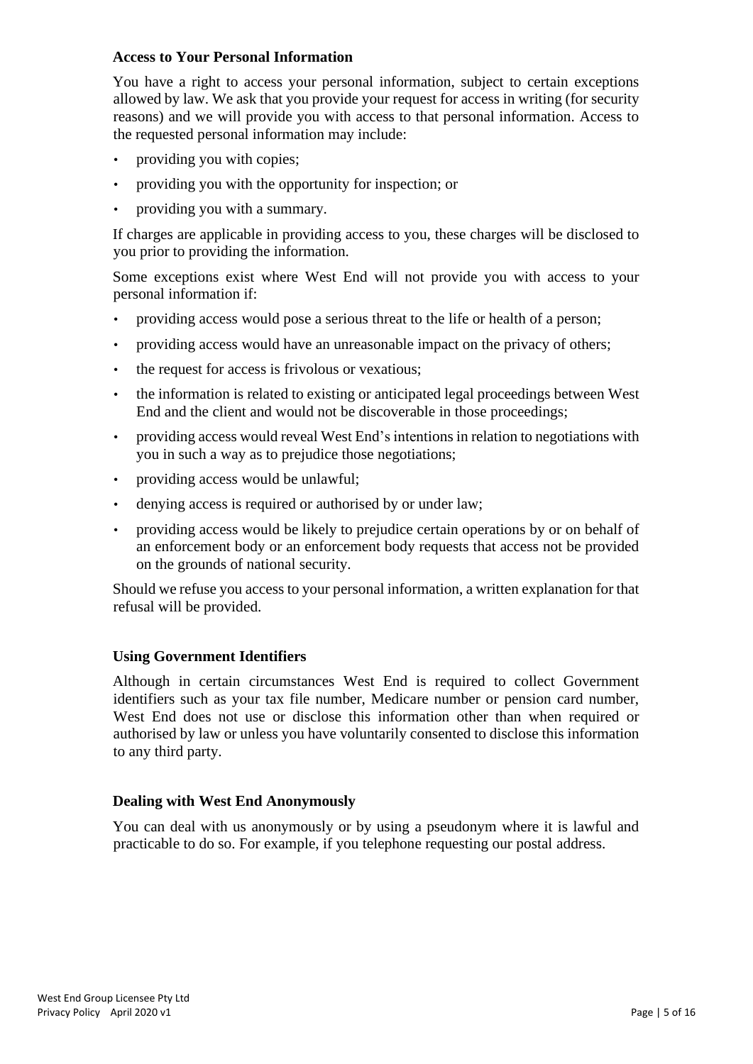### Access to Your Personal Information

You have a right to access your personal information, subject to certain exceptions allowed by law. We ask that you provide your request for access in writing (for security reasons) and we will provide you with access to that personal information. Access to the requested personal information may include:

- providing you with copies;
- providing you with the opportunity for inspection; or
- providing you with a summary.

If charges are applicable in providing access to you, these charges will be disclosed to you prior to providing the information.

Some exceptions exist where West End will not provide you with access to your personal information if:

- providing access would pose a serious threat to the life or health of a person;
- providing access would have an unreasonable impact on the privacy of others;
- the request for access is frivolous or vexatious;
- the information is related to existing or anticipated legal proceedings between West End and the client and would not be discoverable in those proceedings;
- providing access would reveal West End's intentions in relation to negotiations with you in such a way as to prejudice those negotiations;
- providing access would be unlawful;
- denying access is required or authorised by or under law;
- providing access would be likely to prejudice certain operations by or on behalf of an enforcement body or an enforcement body requests that access not be provided on the grounds of national security.

Should we refuse you access to your personal information, a written explanation for that refusal will be provided.

### Using Government Identifiers

Although in certain circumstances West End is required to collect Government identifiers such as your tax file number, Medicare number or pension card number, West End does not use or disclose this information other than when required or authorised by law or unless you have voluntarily consented to disclose this information to any third party.

### Dealing with West End Anonymously

You can deal with us anonymously or by using a pseudonym where it is lawful and practicable to do so. For example, if you telephone requesting our postal address.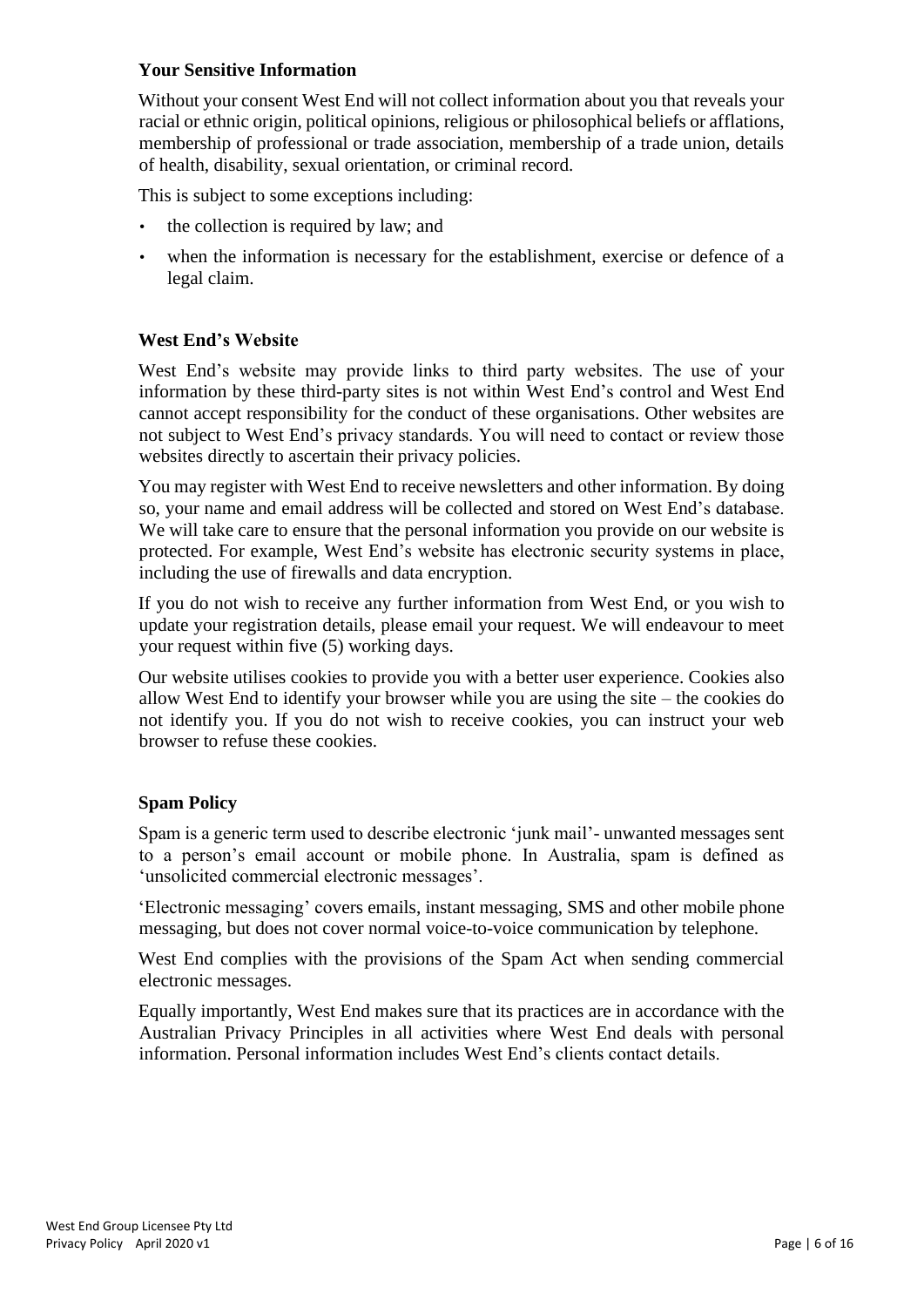### Your Sensitive Information

Without your consent West End will not collect information about you that reveals your racial or ethnic origin, political opinions, religious or philosophical beliefs or afflations, membership of professional or trade association, membership of a trade union, details of health, disability, sexual orientation, or criminal record.

This is subject to some exceptions including:

- the collection is required by law; and
- when the information is necessary for the establishment, exercise or defence of a legal claim.

### West End's Website

West End's website may provide links to third party websites. The use of your information by these third-party sites is not within West End's control and West End cannot accept responsibility for the conduct of these organisations. Other websites are not subject to West End's privacy standards. You will need to contact or review those websites directly to ascertain their privacy policies.

You may register with West End to receive newsletters and other information. By doing so, your name and email address will be collected and stored on West End's database. We will take care to ensure that the personal information you provide on our website is protected. For example, West End's website has electronic security systems in place, including the use of firewalls and data encryption.

If you do not wish to receive any further information from West End, or you wish to update your registration details, please email your request. We will endeavour to meet your request within five (5) working days.

Our website utilises cookies to provide you with a better user experience. Cookies also allow West End to identify your browser while you are using the site – the cookies do not identify you. If you do not wish to receive cookies, you can instruct your web browser to refuse these cookies.

### Spam Policy

Spam is a generic term used to describe electronic 'junk mail'- unwanted messages sent to a person's email account or mobile phone. In Australia, spam is defined as 'unsolicited commercial electronic messages'.

'Electronic messaging' covers emails, instant messaging, SMS and other mobile phone messaging, but does not cover normal voice-to-voice communication by telephone.

West End complies with the provisions of the Spam Act when sending commercial electronic messages.

Equally importantly, West End makes sure that its practices are in accordance with the Australian Privacy Principles in all activities where West End deals with personal information. Personal information includes West End's clients contact details.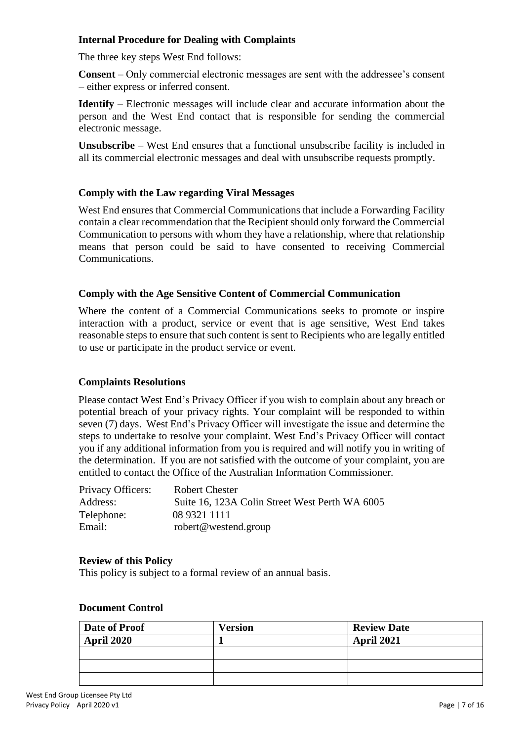### Internal Procedure for Dealing with Complaints

The three key steps West End follows:

**Consent** – Only commercial electronic messages are sent with the addressee's consent – either express or inferred consent.

**Identify** – Electronic messages will include clear and accurate information about the person and the West End contact that is responsible for sending the commercial electronic message.

**Unsubscribe** – West End ensures that a functional unsubscribe facility is included in all its commercial electronic messages and deal with unsubscribe requests promptly.

### Comply with the Law regarding Viral Messages

West End ensures that Commercial Communications that include a Forwarding Facility contain a clear recommendation that the Recipient should only forward the Commercial Communication to persons with whom they have a relationship, where that relationship means that person could be said to have consented to receiving Commercial Communications.

### Comply with the Age Sensitive Content of Commercial Communication

Where the content of a Commercial Communications seeks to promote or inspire interaction with a product, service or event that is age sensitive, West End takes reasonable steps to ensure that such content is sent to Recipients who are legally entitled to use or participate in the product service or event.

### Complaints Resolutions

Please contact West End's Privacy Officer if you wish to complain about any breach or potential breach of your privacy rights. Your complaint will be responded to within seven (7) days. West End's Privacy Officer will investigate the issue and determine the steps to undertake to resolve your complaint. West End's Privacy Officer will contact you if any additional information from you is required and will notify you in writing of the determination. If you are not satisfied with the outcome of your complaint, you are entitled to contact the Office of the Australian Information Commissioner.

Privacy Officers: Robert Chester
Address: Suite 16, 123A Colin Street West Perth WA 6005
Telephone: 08 9321 1111
Email: robert@westend.group

### Review of this Policy

This policy is subject to a formal review of an annual basis.

### Document Control

| Date of Proof | Version | Review Date |
|---|---|---|
| April 2020 | 1 | April 2021 |
| | | |
| | | |
| | | |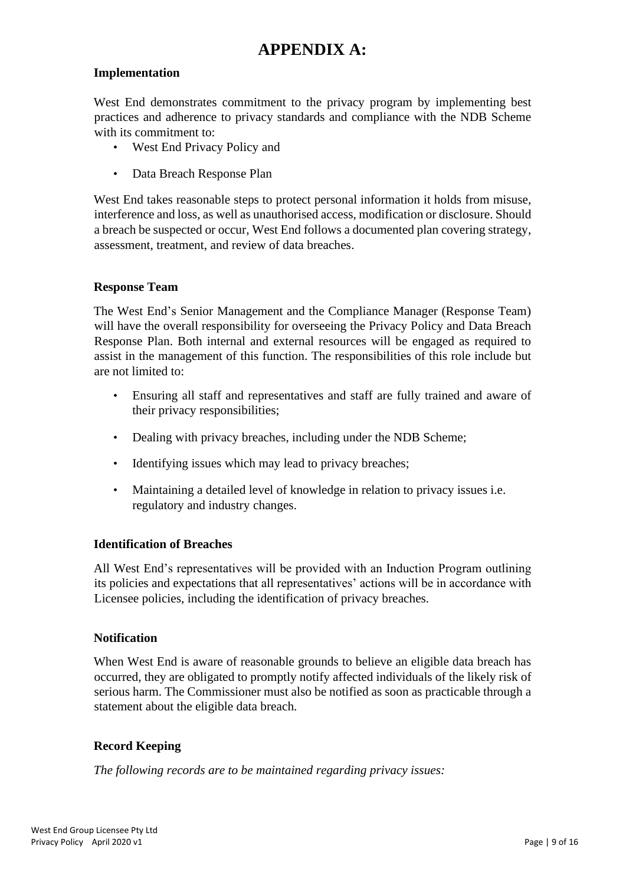# APPENDIX A:

### Implementation

West End demonstrates commitment to the privacy program by implementing best practices and adherence to privacy standards and compliance with the NDB Scheme with its commitment to:

- West End Privacy Policy and
- Data Breach Response Plan

West End takes reasonable steps to protect personal information it holds from misuse, interference and loss, as well as unauthorised access, modification or disclosure. Should a breach be suspected or occur, West End follows a documented plan covering strategy, assessment, treatment, and review of data breaches.

### Response Team

The West End's Senior Management and the Compliance Manager (Response Team) will have the overall responsibility for overseeing the Privacy Policy and Data Breach Response Plan. Both internal and external resources will be engaged as required to assist in the management of this function. The responsibilities of this role include but are not limited to:

- Ensuring all staff and representatives and staff are fully trained and aware of their privacy responsibilities;
- Dealing with privacy breaches, including under the NDB Scheme;
- Identifying issues which may lead to privacy breaches;
- Maintaining a detailed level of knowledge in relation to privacy issues i.e. regulatory and industry changes.

### Identification of Breaches

All West End's representatives will be provided with an Induction Program outlining its policies and expectations that all representatives' actions will be in accordance with Licensee policies, including the identification of privacy breaches.

### Notification

When West End is aware of reasonable grounds to believe an eligible data breach has occurred, they are obligated to promptly notify affected individuals of the likely risk of serious harm. The Commissioner must also be notified as soon as practicable through a statement about the eligible data breach.

### Record Keeping

*The following records are to be maintained regarding privacy issues:*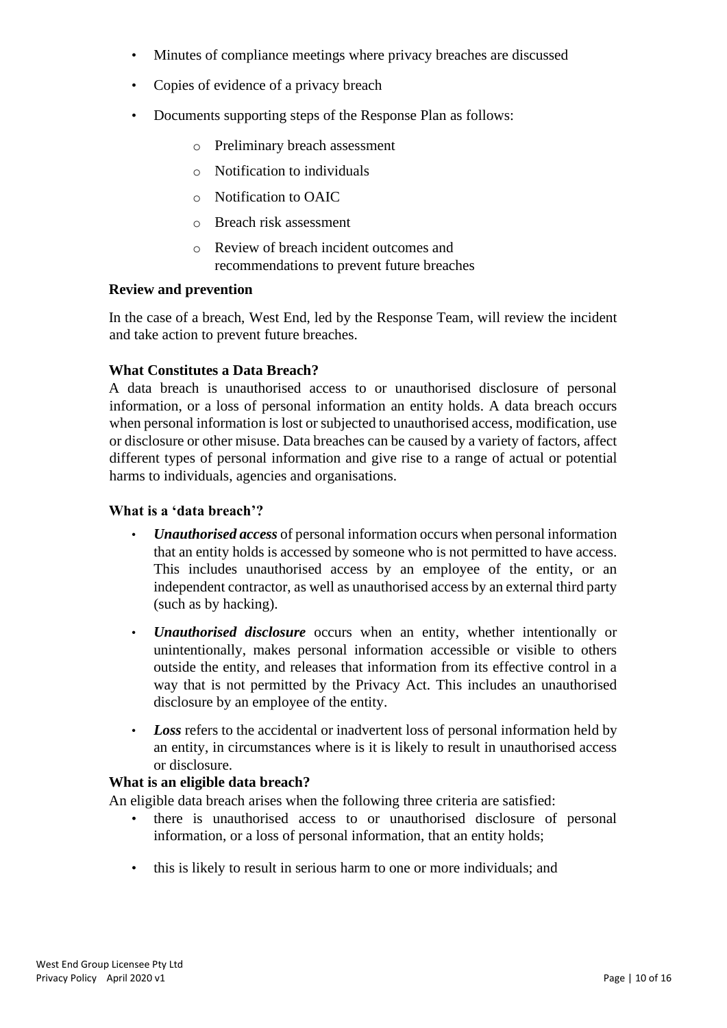- Minutes of compliance meetings where privacy breaches are discussed
- Copies of evidence of a privacy breach
- Documents supporting steps of the Response Plan as follows:
  - Preliminary breach assessment
  - Notification to individuals
  - Notification to OAIC
  - Breach risk assessment
  - Review of breach incident outcomes and recommendations to prevent future breaches

**Review and prevention**

In the case of a breach, West End, led by the Response Team, will review the incident and take action to prevent future breaches.

**What Constitutes a Data Breach?**

A data breach is unauthorised access to or unauthorised disclosure of personal information, or a loss of personal information an entity holds. A data breach occurs when personal information is lost or subjected to unauthorised access, modification, use or disclosure or other misuse. Data breaches can be caused by a variety of factors, affect different types of personal information and give rise to a range of actual or potential harms to individuals, agencies and organisations.

**What is a 'data breach'?**

- ***Unauthorised access*** of personal information occurs when personal information that an entity holds is accessed by someone who is not permitted to have access. This includes unauthorised access by an employee of the entity, or an independent contractor, as well as unauthorised access by an external third party (such as by hacking).
- ***Unauthorised disclosure*** occurs when an entity, whether intentionally or unintentionally, makes personal information accessible or visible to others outside the entity, and releases that information from its effective control in a way that is not permitted by the Privacy Act. This includes an unauthorised disclosure by an employee of the entity.
- ***Loss*** refers to the accidental or inadvertent loss of personal information held by an entity, in circumstances where is it is likely to result in unauthorised access or disclosure.

**What is an eligible data breach?**

An eligible data breach arises when the following three criteria are satisfied:

- there is unauthorised access to or unauthorised disclosure of personal information, or a loss of personal information, that an entity holds;
- this is likely to result in serious harm to one or more individuals; and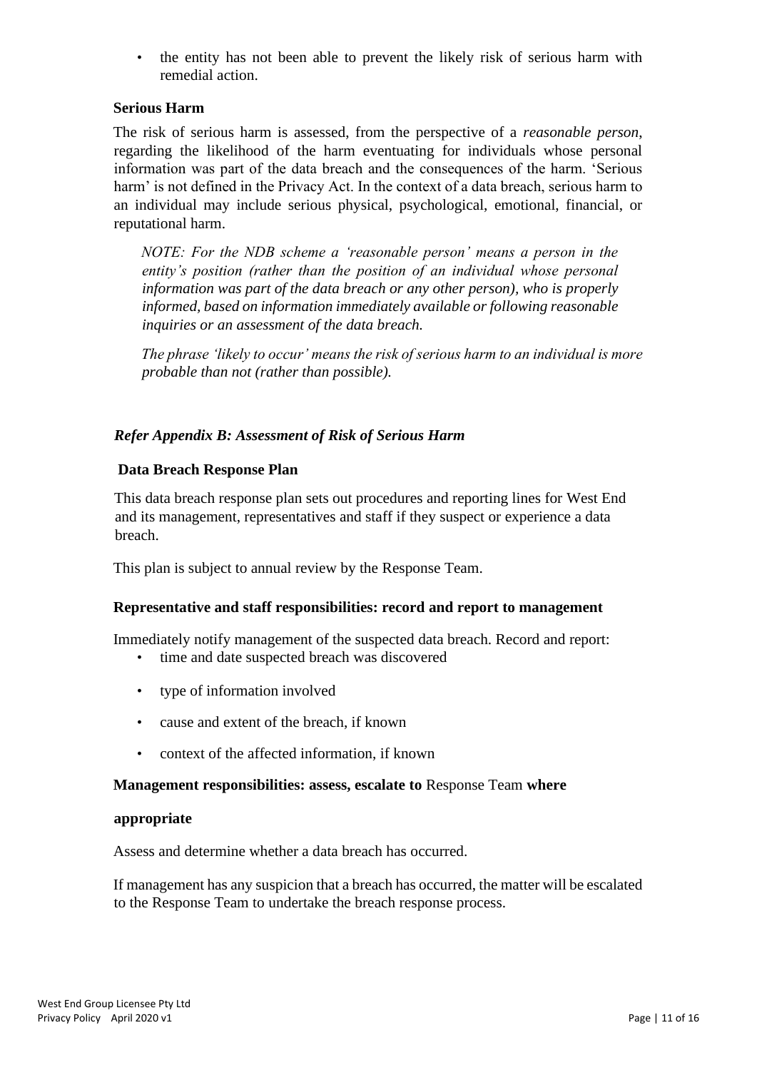- the entity has not been able to prevent the likely risk of serious harm with remedial action.

### Serious Harm

The risk of serious harm is assessed, from the perspective of a *reasonable person*, regarding the likelihood of the harm eventuating for individuals whose personal information was part of the data breach and the consequences of the harm. 'Serious harm' is not defined in the Privacy Act. In the context of a data breach, serious harm to an individual may include serious physical, psychological, emotional, financial, or reputational harm.

> *NOTE: For the NDB scheme a 'reasonable person' means a person in the entity's position (rather than the position of an individual whose personal information was part of the data breach or any other person), who is properly informed, based on information immediately available or following reasonable inquiries or an assessment of the data breach.*
>
> *The phrase 'likely to occur' means the risk of serious harm to an individual is more probable than not (rather than possible).*

***Refer Appendix B: Assessment of Risk of Serious Harm***

### Data Breach Response Plan

This data breach response plan sets out procedures and reporting lines for West End and its management, representatives and staff if they suspect or experience a data breach.

This plan is subject to annual review by the Response Team.

#### Representative and staff responsibilities: record and report to management

Immediately notify management of the suspected data breach. Record and report:

- time and date suspected breach was discovered
- type of information involved
- cause and extent of the breach, if known
- context of the affected information, if known

#### Management responsibilities: assess, escalate to Response Team where appropriate

Assess and determine whether a data breach has occurred.

If management has any suspicion that a breach has occurred, the matter will be escalated to the Response Team to undertake the breach response process.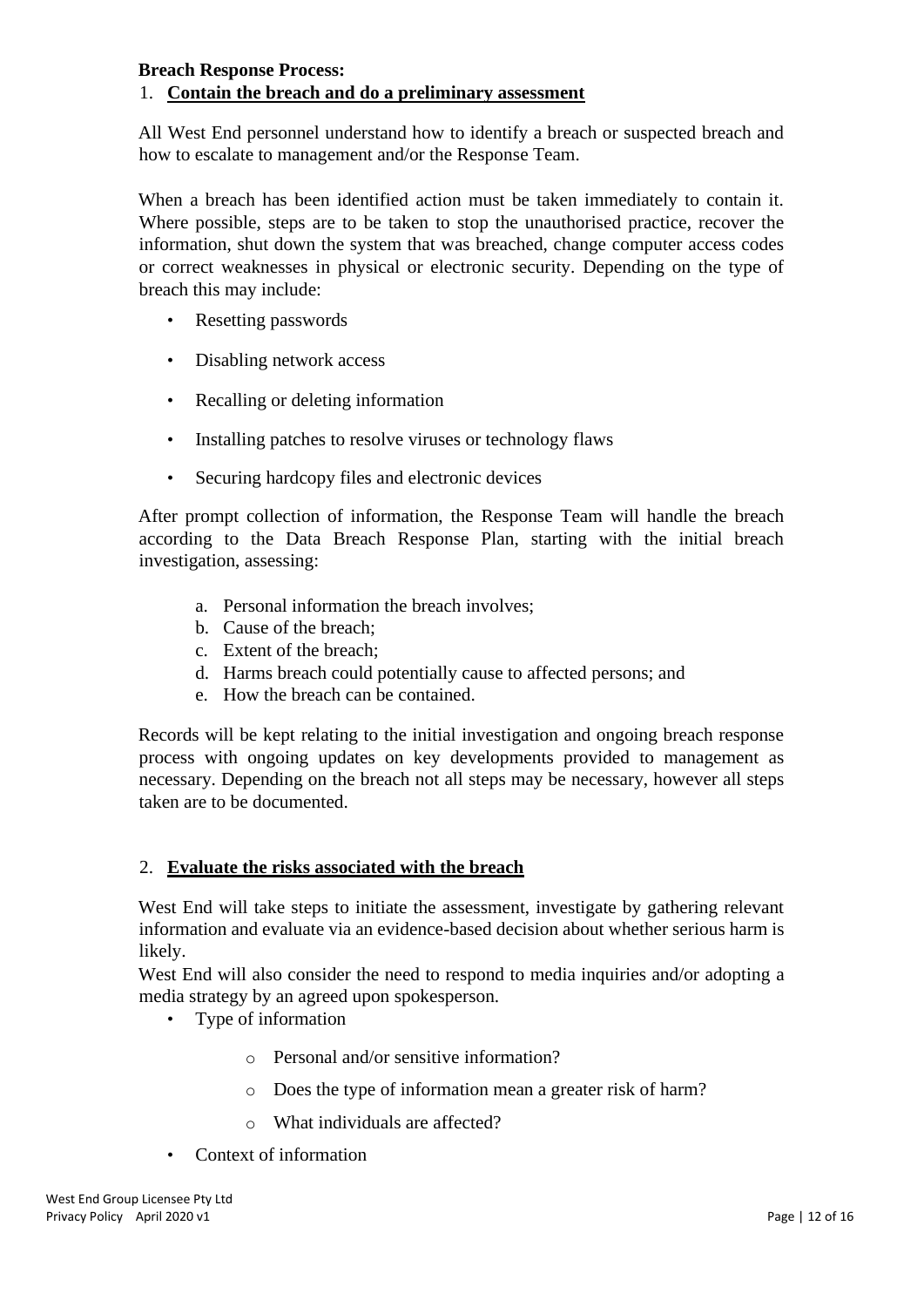**Breach Response Process:**

1. **Contain the breach and do a preliminary assessment**

All West End personnel understand how to identify a breach or suspected breach and how to escalate to management and/or the Response Team.

When a breach has been identified action must be taken immediately to contain it. Where possible, steps are to be taken to stop the unauthorised practice, recover the information, shut down the system that was breached, change computer access codes or correct weaknesses in physical or electronic security. Depending on the type of breach this may include:

- Resetting passwords
- Disabling network access
- Recalling or deleting information
- Installing patches to resolve viruses or technology flaws
- Securing hardcopy files and electronic devices

After prompt collection of information, the Response Team will handle the breach according to the Data Breach Response Plan, starting with the initial breach investigation, assessing:

a. Personal information the breach involves;
b. Cause of the breach;
c. Extent of the breach;
d. Harms breach could potentially cause to affected persons; and
e. How the breach can be contained.

Records will be kept relating to the initial investigation and ongoing breach response process with ongoing updates on key developments provided to management as necessary. Depending on the breach not all steps may be necessary, however all steps taken are to be documented.

2. **Evaluate the risks associated with the breach**

West End will take steps to initiate the assessment, investigate by gathering relevant information and evaluate via an evidence-based decision about whether serious harm is likely.

West End will also consider the need to respond to media inquiries and/or adopting a media strategy by an agreed upon spokesperson.

- Type of information
  - Personal and/or sensitive information?
  - Does the type of information mean a greater risk of harm?
  - What individuals are affected?
- Context of information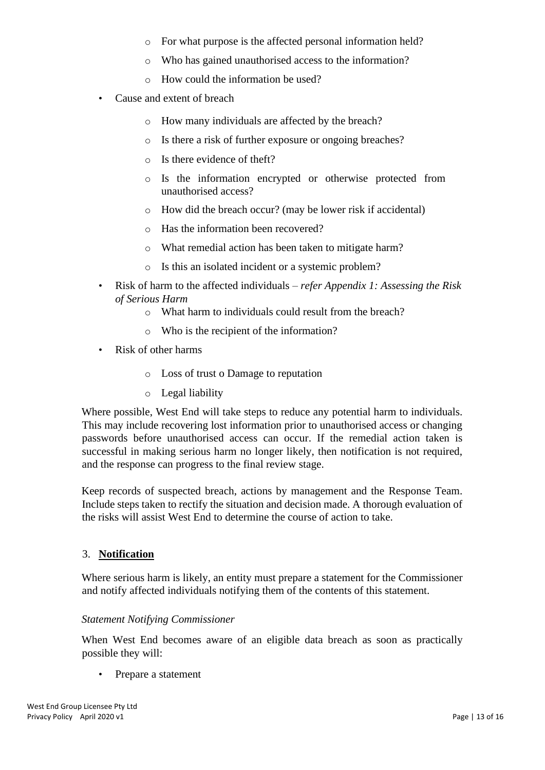- For what purpose is the affected personal information held?
  - Who has gained unauthorised access to the information?
  - How could the information be used?
- Cause and extent of breach
  - How many individuals are affected by the breach?
  - Is there a risk of further exposure or ongoing breaches?
  - Is there evidence of theft?
  - Is the information encrypted or otherwise protected from unauthorised access?
  - How did the breach occur? (may be lower risk if accidental)
  - Has the information been recovered?
  - What remedial action has been taken to mitigate harm?
  - Is this an isolated incident or a systemic problem?
- Risk of harm to the affected individuals – *refer Appendix 1: Assessing the Risk of Serious Harm*
  - What harm to individuals could result from the breach?
  - Who is the recipient of the information?
- Risk of other harms
  - Loss of trust o Damage to reputation
  - Legal liability

Where possible, West End will take steps to reduce any potential harm to individuals. This may include recovering lost information prior to unauthorised access or changing passwords before unauthorised access can occur. If the remedial action taken is successful in making serious harm no longer likely, then notification is not required, and the response can progress to the final review stage.

Keep records of suspected breach, actions by management and the Response Team. Include steps taken to rectify the situation and decision made. A thorough evaluation of the risks will assist West End to determine the course of action to take.

3. **Notification**

Where serious harm is likely, an entity must prepare a statement for the Commissioner and notify affected individuals notifying them of the contents of this statement.

*Statement Notifying Commissioner*

When West End becomes aware of an eligible data breach as soon as practically possible they will:

- Prepare a statement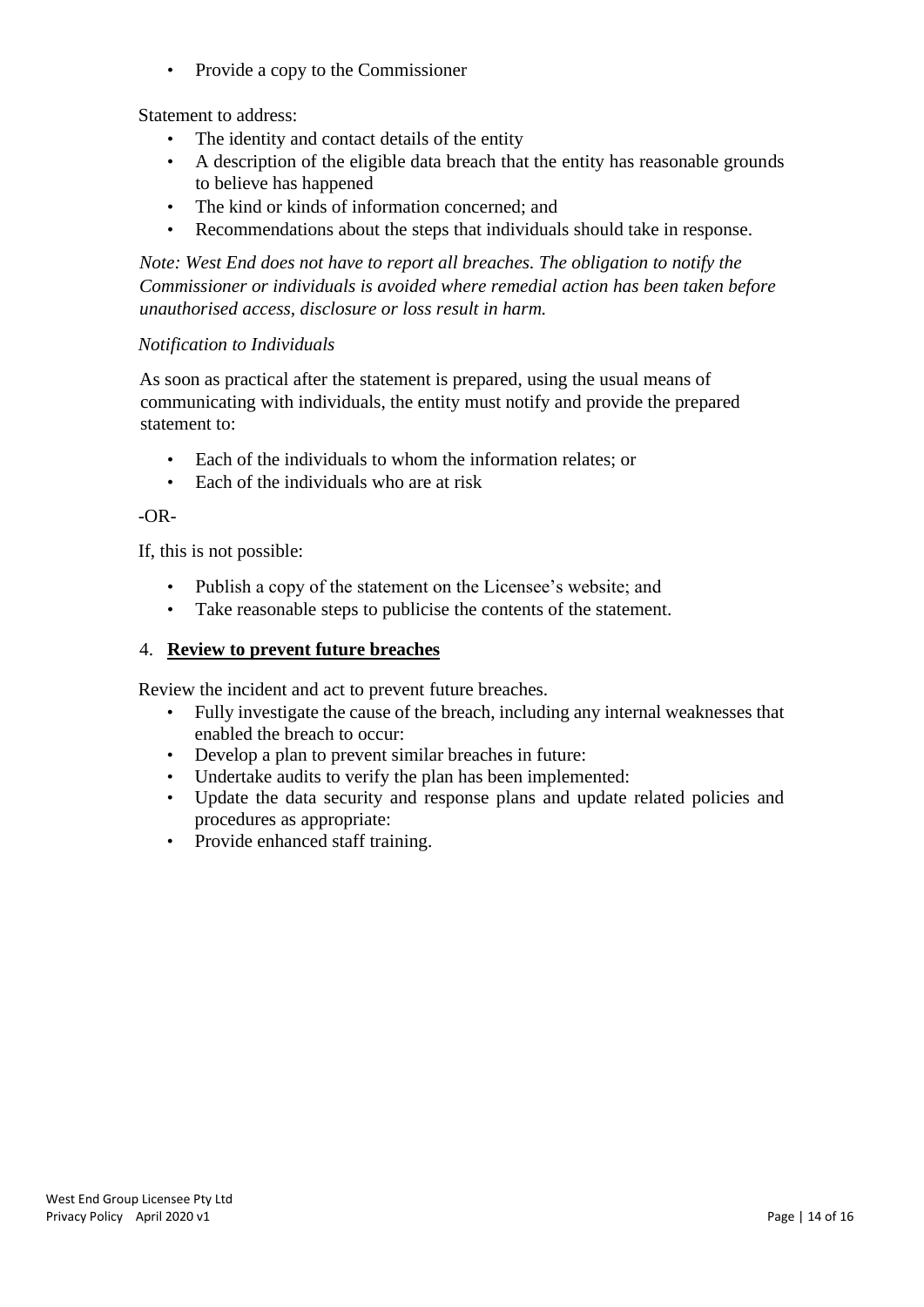- Provide a copy to the Commissioner

Statement to address:

- The identity and contact details of the entity
- A description of the eligible data breach that the entity has reasonable grounds to believe has happened
- The kind or kinds of information concerned; and
- Recommendations about the steps that individuals should take in response.

*Note: West End does not have to report all breaches. The obligation to notify the Commissioner or individuals is avoided where remedial action has been taken before unauthorised access, disclosure or loss result in harm.*

*Notification to Individuals*

As soon as practical after the statement is prepared, using the usual means of communicating with individuals, the entity must notify and provide the prepared statement to:

- Each of the individuals to whom the information relates; or
- Each of the individuals who are at risk

-OR-

If, this is not possible:

- Publish a copy of the statement on the Licensee's website; and
- Take reasonable steps to publicise the contents of the statement.

4. **Review to prevent future breaches**

Review the incident and act to prevent future breaches.

- Fully investigate the cause of the breach, including any internal weaknesses that enabled the breach to occur:
- Develop a plan to prevent similar breaches in future:
- Undertake audits to verify the plan has been implemented:
- Update the data security and response plans and update related policies and procedures as appropriate:
- Provide enhanced staff training.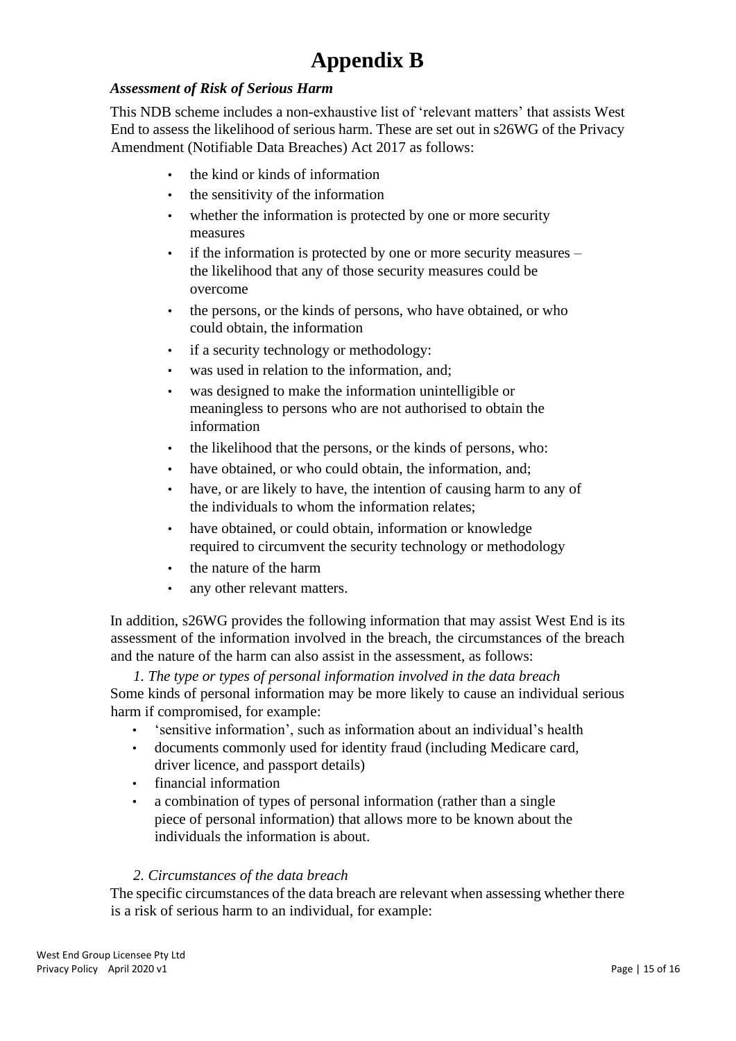# Appendix B

***Assessment of Risk of Serious Harm***

This NDB scheme includes a non-exhaustive list of 'relevant matters' that assists West End to assess the likelihood of serious harm. These are set out in s26WG of the Privacy Amendment (Notifiable Data Breaches) Act 2017 as follows:

- the kind or kinds of information
- the sensitivity of the information
- whether the information is protected by one or more security measures
- if the information is protected by one or more security measures – the likelihood that any of those security measures could be overcome
- the persons, or the kinds of persons, who have obtained, or who could obtain, the information
- if a security technology or methodology:
- was used in relation to the information, and;
- was designed to make the information unintelligible or meaningless to persons who are not authorised to obtain the information
- the likelihood that the persons, or the kinds of persons, who:
- have obtained, or who could obtain, the information, and;
- have, or are likely to have, the intention of causing harm to any of the individuals to whom the information relates;
- have obtained, or could obtain, information or knowledge required to circumvent the security technology or methodology
- the nature of the harm
- any other relevant matters.

In addition, s26WG provides the following information that may assist West End is its assessment of the information involved in the breach, the circumstances of the breach and the nature of the harm can also assist in the assessment, as follows:

*1. The type or types of personal information involved in the data breach*

Some kinds of personal information may be more likely to cause an individual serious harm if compromised, for example:

- 'sensitive information', such as information about an individual's health
- documents commonly used for identity fraud (including Medicare card, driver licence, and passport details)
- financial information
- a combination of types of personal information (rather than a single piece of personal information) that allows more to be known about the individuals the information is about.

*2. Circumstances of the data breach*

The specific circumstances of the data breach are relevant when assessing whether there is a risk of serious harm to an individual, for example: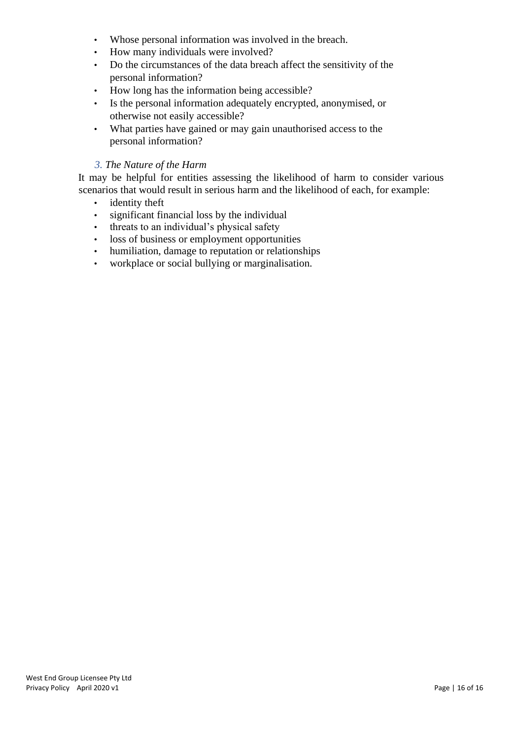- Whose personal information was involved in the breach.
- How many individuals were involved?
- Do the circumstances of the data breach affect the sensitivity of the personal information?
- How long has the information being accessible?
- Is the personal information adequately encrypted, anonymised, or otherwise not easily accessible?
- What parties have gained or may gain unauthorised access to the personal information?

### *3. The Nature of the Harm*

It may be helpful for entities assessing the likelihood of harm to consider various scenarios that would result in serious harm and the likelihood of each, for example:

- identity theft
- significant financial loss by the individual
- threats to an individual's physical safety
- loss of business or employment opportunities
- humiliation, damage to reputation or relationships
- workplace or social bullying or marginalisation.